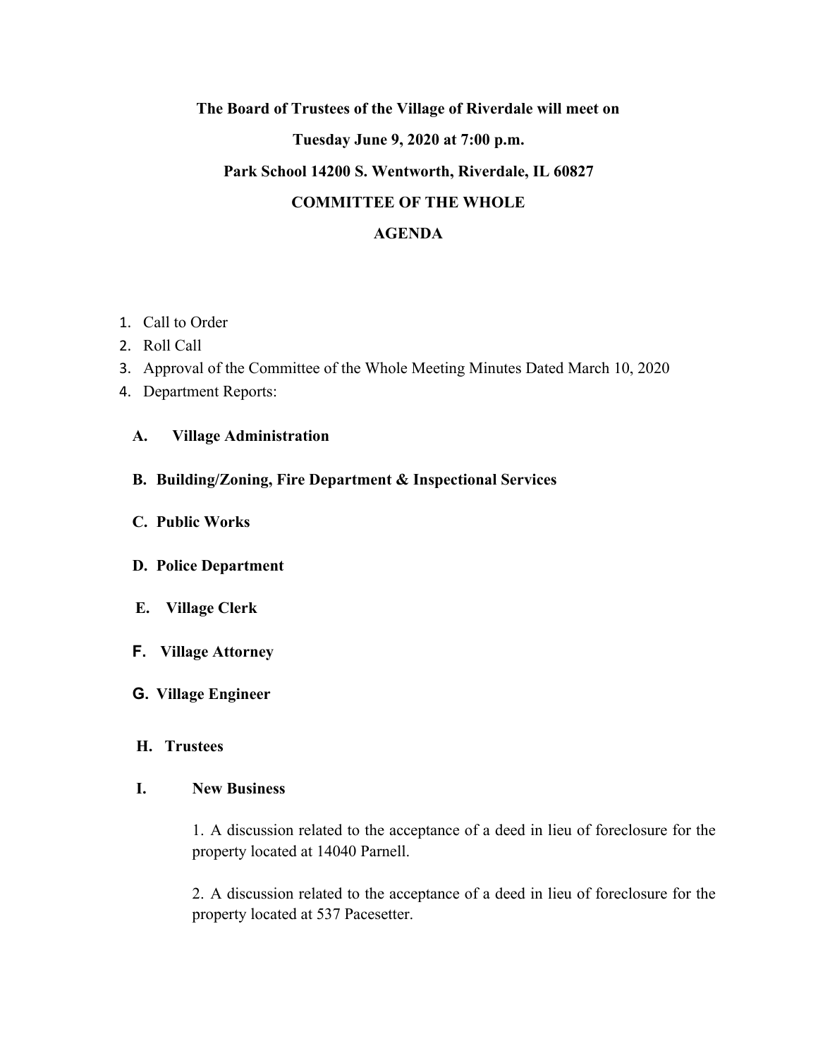**The Board of Trustees of the Village of Riverdale will meet on**

**Tuesday June 9, 2020 at 7:00 p.m.**

**Park School 14200 S. Wentworth, Riverdale, IL 60827**

**COMMITTEE OF THE WHOLE**

**AGENDA**

1. Call to Order
2. Roll Call
3. Approval of the Committee of the Whole Meeting Minutes Dated March 10, 2020
4. Department Reports:

   **A. Village Administration**

   **B. Building/Zoning, Fire Department & Inspectional Services**

   **C. Public Works**

   **D. Police Department**

   **E. Village Clerk**

   **F. Village Attorney**

   **G. Village Engineer**

   **H. Trustees**

   **I. New Business**

   1. A discussion related to the acceptance of a deed in lieu of foreclosure for the property located at 14040 Parnell.

   2. A discussion related to the acceptance of a deed in lieu of foreclosure for the property located at 537 Pacesetter.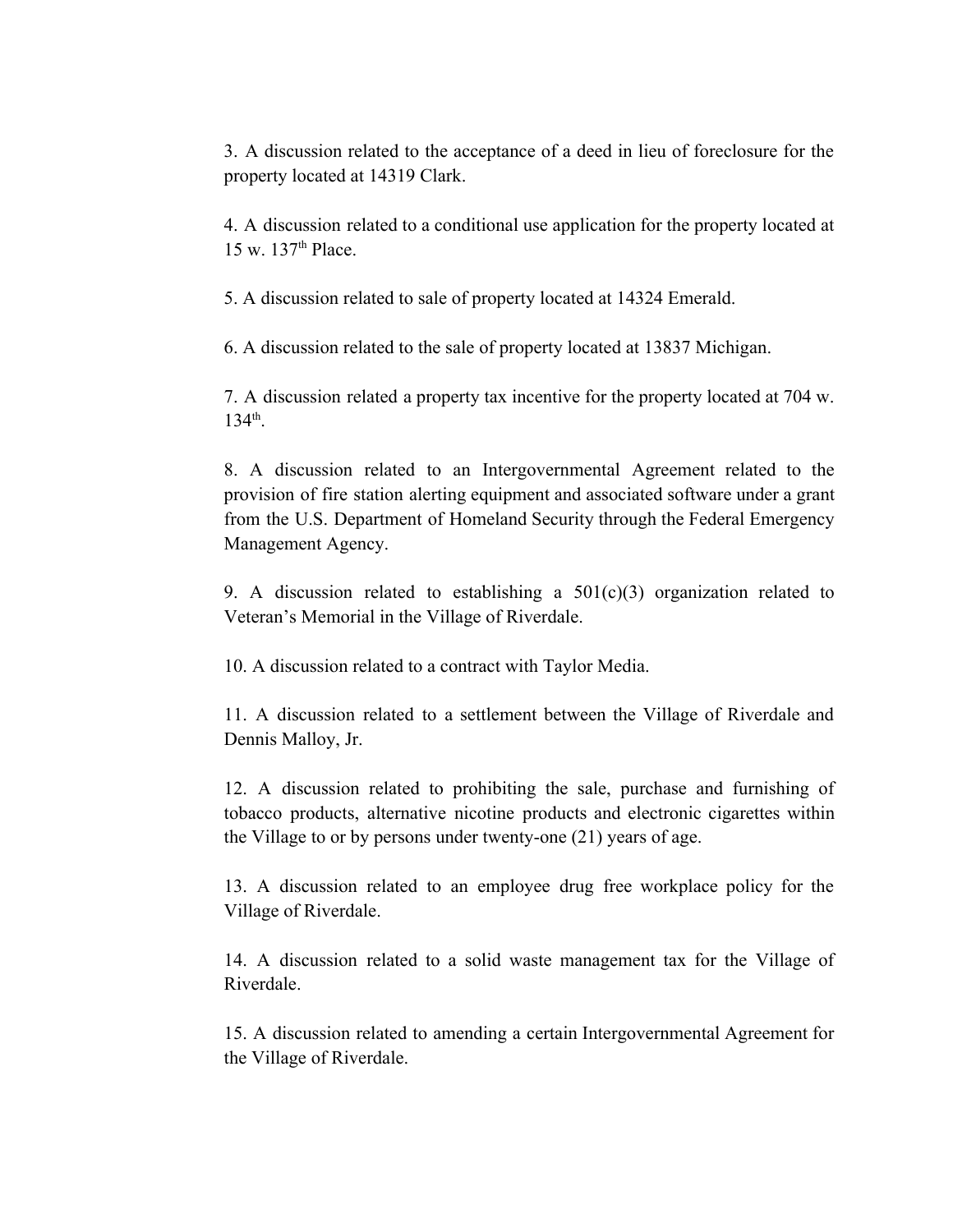3. A discussion related to the acceptance of a deed in lieu of foreclosure for the property located at 14319 Clark.

4. A discussion related to a conditional use application for the property located at 15 w. 137th Place.

5. A discussion related to sale of property located at 14324 Emerald.

6. A discussion related to the sale of property located at 13837 Michigan.

7. A discussion related a property tax incentive for the property located at 704 w. 134th.

8. A discussion related to an Intergovernmental Agreement related to the provision of fire station alerting equipment and associated software under a grant from the U.S. Department of Homeland Security through the Federal Emergency Management Agency.

9. A discussion related to establishing a 501(c)(3) organization related to Veteran's Memorial in the Village of Riverdale.

10. A discussion related to a contract with Taylor Media.

11. A discussion related to a settlement between the Village of Riverdale and Dennis Malloy, Jr.

12. A discussion related to prohibiting the sale, purchase and furnishing of tobacco products, alternative nicotine products and electronic cigarettes within the Village to or by persons under twenty-one (21) years of age.

13. A discussion related to an employee drug free workplace policy for the Village of Riverdale.

14. A discussion related to a solid waste management tax for the Village of Riverdale.

15. A discussion related to amending a certain Intergovernmental Agreement for the Village of Riverdale.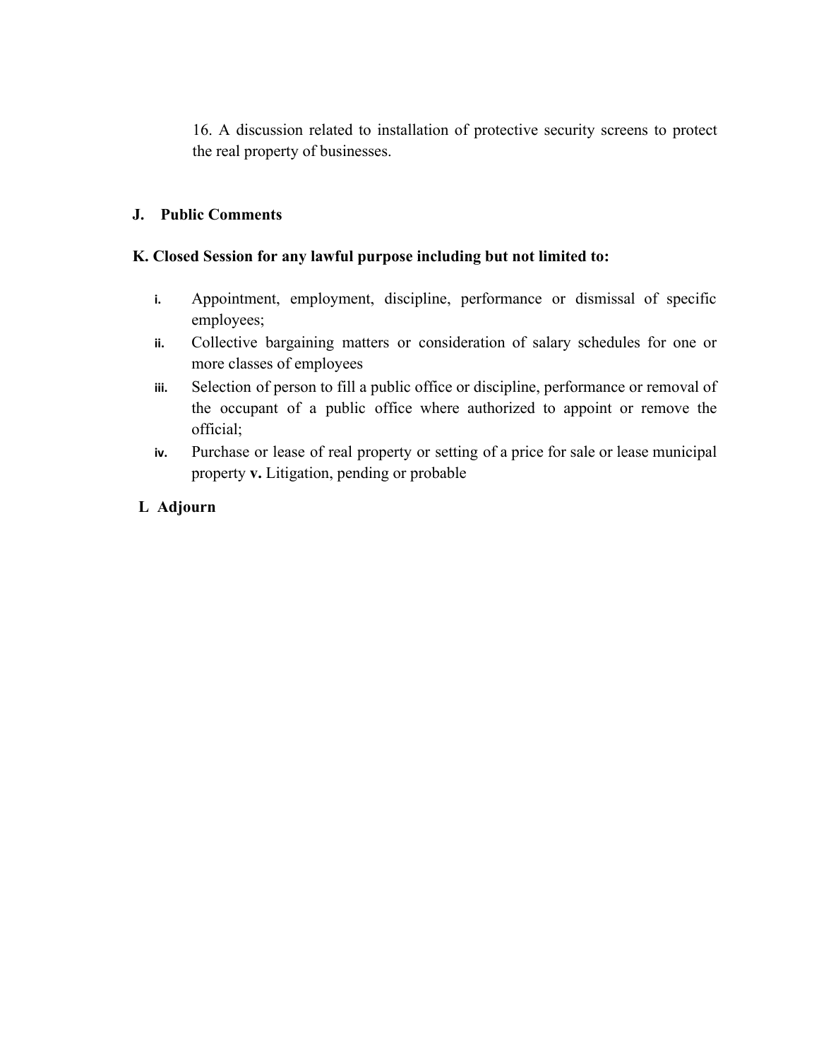16. A discussion related to installation of protective security screens to protect the real property of businesses.

**J. Public Comments**

**K. Closed Session for any lawful purpose including but not limited to:**

- **i.** Appointment, employment, discipline, performance or dismissal of specific employees;
- **ii.** Collective bargaining matters or consideration of salary schedules for one or more classes of employees
- **iii.** Selection of person to fill a public office or discipline, performance or removal of the occupant of a public office where authorized to appoint or remove the official;
- **iv.** Purchase or lease of real property or setting of a price for sale or lease municipal property **v.** Litigation, pending or probable

**L Adjourn**